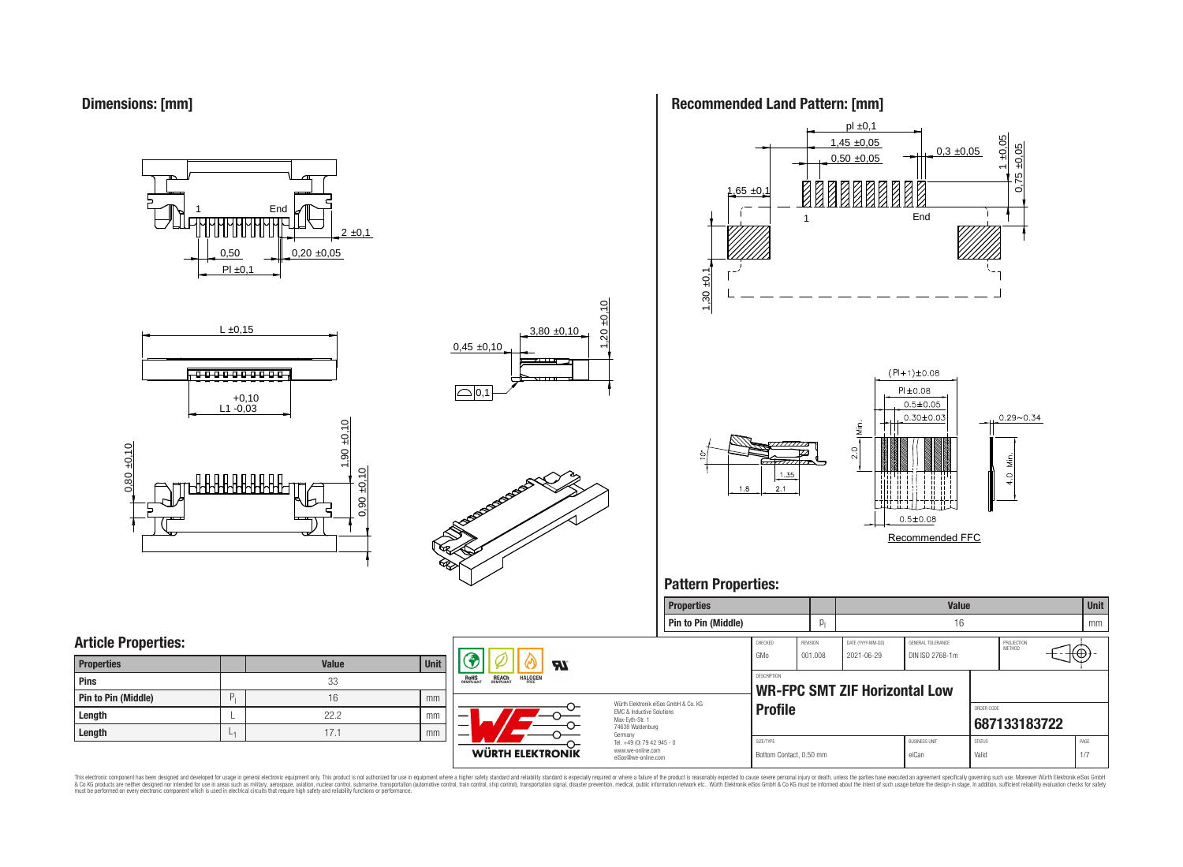## Dimensions: [mm]

## Recommended Land Pattern: [mm]

Recommended FFC

## Pattern Properties:

| Properties | | Value | Unit |
|---|---|---|---|
| Pin to Pin (Middle) | $P_l$ | 16 | mm |

## Article Properties:

| Properties | | Value | Unit |
|---|---|---|---|
| Pins | | 33 | |
| Pin to Pin (Middle) | $P_l$ | 16 | mm |
| Length | L | 22.2 | mm |
| Length | $L_1$ | 17.1 | mm |

| CHECKED | REVISION | DATE (YYYY-MM-DD) | GENERAL TOLERANCE | PROJECTION METHOD |
|---|---|---|---|---|
| GMo | 001.008 | 2021-06-29 | DIN ISO 2768-1m | |

DESCRIPTION: **WR-FPC SMT ZIF Horizontal Low Profile**

ORDER CODE: **687133183722**

| SIZE/TYPE | BUSINESS UNIT | STATUS | PAGE |
|---|---|---|---|
| Bottom Contact, 0.50 mm | eiCan | Valid | 1/7 |

Würth Elektronik eiSos GmbH & Co. KG
EMC & Inductive Solutions
Max-Eyth-Str. 1
74638 Waldenburg
Germany
Tel. +49 (0) 79 42 945 - 0
www.we-online.com
eiSos@we-online.com

This electronic component has been designed and developed for usage in general electronic equipment only. This product is not authorized for use in equipment where a higher safety standard and reliability standard is especially required or where a failure of the product is reasonably expected to cause severe personal injury or death, unless the parties have executed an agreement specifically governing such use. Moreover Würth Elektronik eiSos GmbH & Co KG products are neither designed nor intended for use in areas such as military, aerospace, aviation, nuclear control, submarine, transportation (automotive control, train control, ship control), transportation signal, disaster prevention, medical, public information network etc.. Würth Elektronik eiSos GmbH & Co KG must be informed about the intent of such usage before the design-in stage. In addition, sufficient reliability evaluation checks for safety must be performed on every electronic component which is used in electrical circuits that require high safety and reliability functions or performance.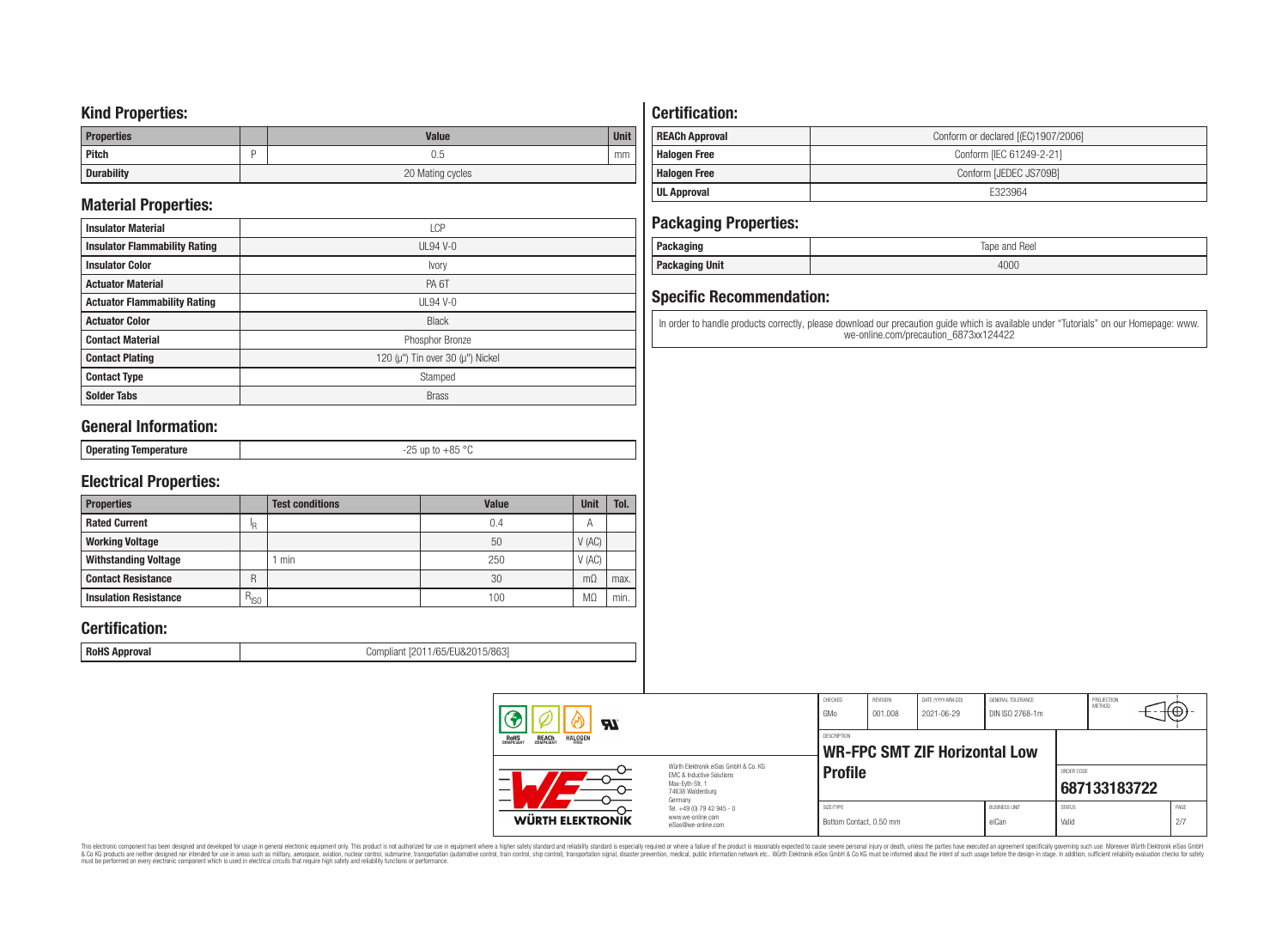## Kind Properties:

| Properties | | Value | Unit |
|---|---|---|---|
| Pitch | P | 0.5 | mm |
| Durability | | 20 Mating cycles | |

## Material Properties:

| | |
|---|---|
| Insulator Material | LCP |
| Insulator Flammability Rating | UL94 V-0 |
| Insulator Color | Ivory |
| Actuator Material | PA 6T |
| Actuator Flammability Rating | UL94 V-0 |
| Actuator Color | Black |
| Contact Material | Phosphor Bronze |
| Contact Plating | 120 (µ") Tin over 30 (µ") Nickel |
| Contact Type | Stamped |
| Solder Tabs | Brass |

## General Information:

| | |
|---|---|
| Operating Temperature | -25 up to +85 °C |

## Electrical Properties:

| Properties | | Test conditions | Value | Unit | Tol. |
|---|---|---|---|---|---|
| Rated Current | $I_R$ | | 0.4 | A | |
| Working Voltage | | | 50 | V (AC) | |
| Withstanding Voltage | | 1 min | 250 | V (AC) | |
| Contact Resistance | R | | 30 | mΩ | max. |
| Insulation Resistance | $R_{ISO}$ | | 100 | MΩ | min. |

## Certification:

| | |
|---|---|
| RoHS Approval | Compliant [2011/65/EU&2015/863] |

## Certification:

| | |
|---|---|
| REACh Approval | Conform or declared [(EC)1907/2006] |
| Halogen Free | Conform [IEC 61249-2-21] |
| Halogen Free | Conform [JEDEC JS709B] |
| UL Approval | E323964 |

## Packaging Properties:

| | |
|---|---|
| Packaging | Tape and Reel |
| Packaging Unit | 4000 |

## Specific Recommendation:

In order to handle products correctly, please download our precaution guide which is available under "Tutorials" on our Homepage: www.we-online.com/precaution_6873xx124422

| CHECKED | REVISION | DATE (YYYY-MM-DD) | GENERAL TOLERANCE | PROJECTION METHOD |
|---|---|---|---|---|
| GMo | 001.008 | 2021-06-29 | DIN ISO 2768-1m | |

DESCRIPTION: **WR-FPC SMT ZIF Horizontal Low Profile**

ORDER CODE: **687133183722**

| SIZE/TYPE | BUSINESS UNIT | STATUS | PAGE |
|---|---|---|---|
| Bottom Contact, 0.50 mm | eiCan | Valid | 2/7 |

Würth Elektronik eiSos GmbH & Co. KG
EMC & Inductive Solutions
Max-Eyth-Str. 1
74638 Waldenburg
Germany
Tel. +49 (0) 79 42 945 - 0
www.we-online.com
eiSos@we-online.com

This electronic component has been designed and developed for usage in general electronic equipment only. This product is not authorized for use in equipment where a higher safety standard and reliability standard is especially required or where a failure of the product is reasonably expected to cause severe personal injury or death, unless the parties have executed an agreement specifically governing such use. Moreover Würth Elektronik eiSos GmbH & Co KG products are neither designed nor intended for use in areas such as military, aerospace, aviation, nuclear control, submarine, transportation (automotive control, train control, ship control), transportation signal, disaster prevention, medical, public information network etc.. Würth Elektronik eiSos GmbH & Co KG must be informed about the intent of such usage before the design-in stage. In addition, sufficient reliability evaluation checks for safety must be performed on every electronic component which is used in electrical circuits that require high safety and reliability functions or performance.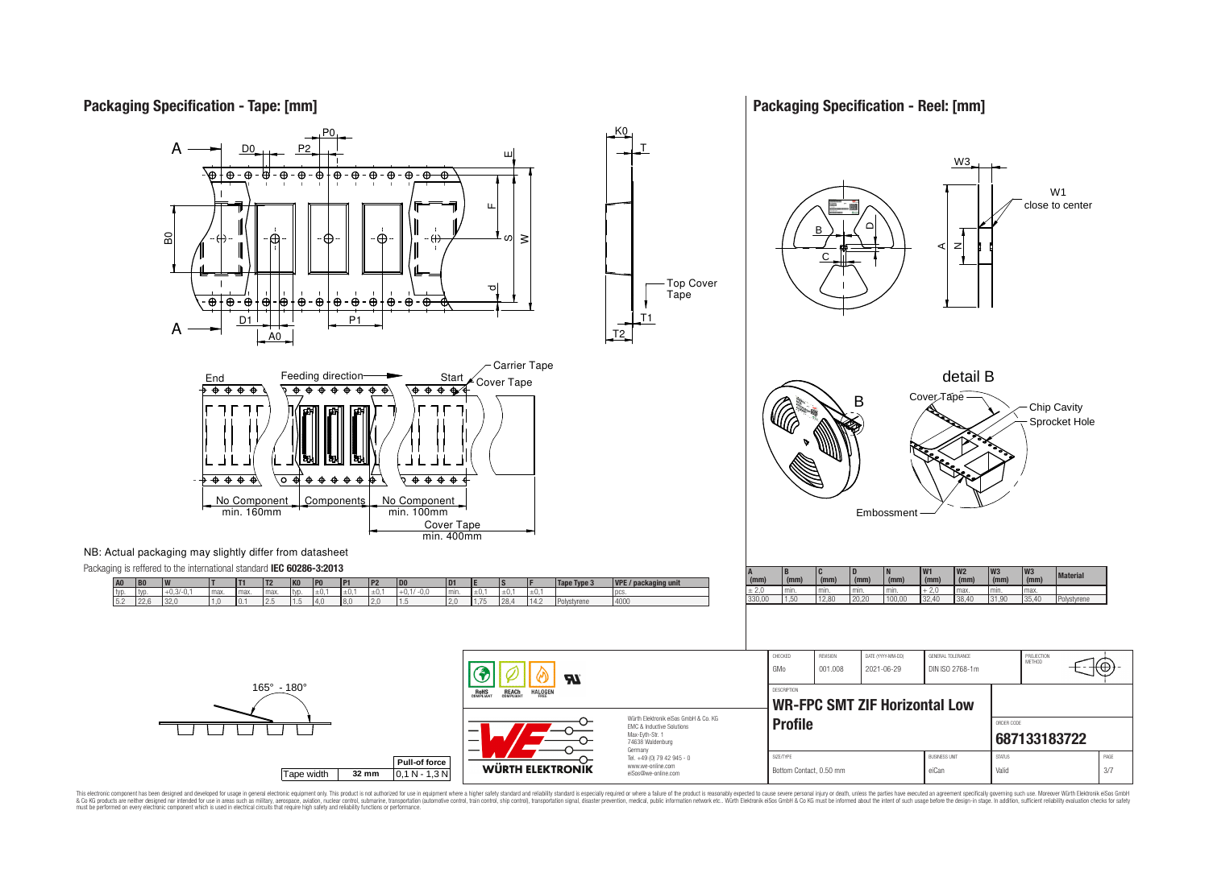## Packaging Specification - Tape: [mm]

NB: Actual packaging may slightly differ from datasheet

Packaging is reffered to the international standard **IEC 60286-3:2013**

| A0 | B0 | W | T | T1 | T2 | K0 | P0 | P1 | P2 | D0 | D1 | E | S | F | Tape Type 3 | VPE / packaging unit |
|---|---|---|---|---|---|---|---|---|---|---|---|---|---|---|---|---|
| typ. | typ. | +0,3/-0,1 | max. | max. | max. | typ. | ±0,1 | ±0,1 | ±0,1 | +0,1/ -0,0 | min. | ±0,1 | ±0,1 | ±0,1 | | pcs. |
| 5.2 | 22,6 | 32,0 | 1,0 | 0.1 | 2,5 | 1.5 | 4,0 | 8,0 | 2,0 | 1.5 | 2,0 | 1,75 | 28,4 | 14,2 | Polystyrene | 4000 |

| Tape width | 32 mm | Pull-of force |
|---|---|---|
| | | 0,1 N - 1,3 N |

165° - 180°

## Packaging Specification - Reel: [mm]

| A (mm) | B (mm) | C (mm) | D (mm) | N (mm) | W1 (mm) | W2 (mm) | W3 (mm) | W3 (mm) | Material |
|---|---|---|---|---|---|---|---|---|---|
| ± 2,0 | min. | min. | min. | min. | + 2,0 | max. | min. | max. | |
| 330,00 | 1,50 | 12,80 | 20,20 | 100,00 | 32,40 | 38,40 | 31,90 | 35,40 | Polystyrene |

| CHECKED | REVISION | DATE (YYYY-MM-DD) | GENERAL TOLERANCE | PROJECTION METHOD |
|---|---|---|---|---|
| GMo | 001.008 | 2021-06-29 | DIN ISO 2768-1m | |

DESCRIPTION: **WR-FPC SMT ZIF Horizontal Low Profile**

ORDER CODE: **687133183722**

SIZE/TYPE: Bottom Contact, 0.50 mm | BUSINESS UNIT: eiCan | STATUS: Valid | PAGE: 3/7

Würth Elektronik eiSos GmbH & Co. KG
EMC & Inductive Solutions
Max-Eyth-Str. 1
74638 Waldenburg
Germany
Tel. +49 (0) 79 42 945 - 0
www.we-online.com
eiSos@we-online.com

This electronic component has been designed and developed for usage in general electronic equipment only. This product is not authorized for use in equipment where a higher safety standard and reliability standard is especially required or where a failure of the product is reasonably expected to cause severe personal injury or death, unless the parties have executed an agreement specifically governing such use. Moreover Würth Elektronik eiSos GmbH & Co KG products are neither designed nor intended for use in areas such as military, aerospace, aviation, nuclear control, submarine, transportation (automotive control, train control, ship control), transportation signal, disaster prevention, medical, public information network etc.. Würth Elektronik eiSos GmbH & Co KG must be informed about the intent of such usage before the design-in stage. In addition, sufficient reliability evaluation checks for safety must be performed on every electronic component which is used in electrical circuits that require high safety and reliability functions or performance.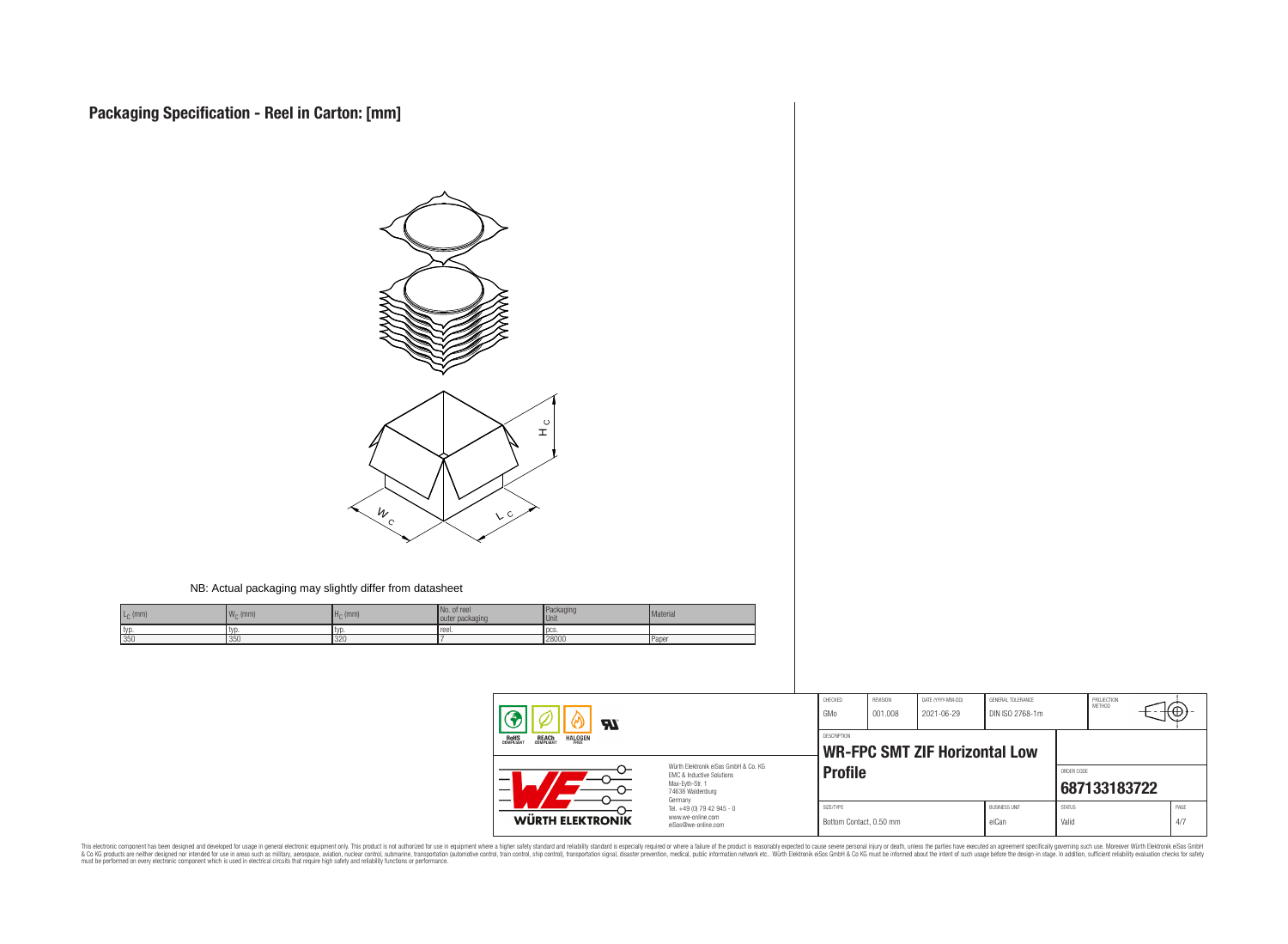# Packaging Specification - Reel in Carton: [mm]

NB: Actual packaging may slightly differ from datasheet

| $L_C$ (mm) | $W_C$ (mm) | $H_C$ (mm) | No. of reel outer packaging | Packaging Unit | Material |
|---|---|---|---|---|---|
| typ. | typ. | typ. | reel. | pcs. | |
| 350 | 350 | 320 | 7 | 28000 | Paper |

| CHECKED | REVISION | DATE (YYYY-MM-DD) | GENERAL TOLERANCE | PROJECTION METHOD |
|---|---|---|---|---|
| GMo | 001.008 | 2021-06-29 | DIN ISO 2768-1m | |

Würth Elektronik eiSos GmbH & Co. KG
EMC & Inductive Solutions
Max-Eyth-Str. 1
74638 Waldenburg
Germany
Tel. +49 (0) 79 42 945 - 0
www.we-online.com
eiSos@we-online.com

DESCRIPTION: **WR-FPC SMT ZIF Horizontal Low Profile**

ORDER CODE: **687133183722**

| SIZE/TYPE | BUSINESS UNIT | STATUS | PAGE |
|---|---|---|---|
| Bottom Contact, 0.50 mm | eiCan | Valid | 4/7 |

This electronic component has been designed and developed for usage in general electronic equipment only. This product is not authorized for use in equipment where a higher safety standard and reliability standard is especially required or where a failure of the product is reasonably expected to cause severe personal injury or death, unless the parties have executed an agreement specifically governing such use. Moreover Würth Elektronik eiSos GmbH & Co KG products are neither designed nor intended for use in areas such as military, aerospace, aviation, nuclear control, submarine, transportation (automotive control, train control, ship control), transportation signal, disaster prevention, medical, public information network etc.. Würth Elektronik eiSos GmbH & Co KG must be informed about the intent of such usage before the design-in stage. In addition, sufficient reliability evaluation checks for safety must be performed on every electronic component which is used in electrical circuits that require high safety and reliability functions or performance.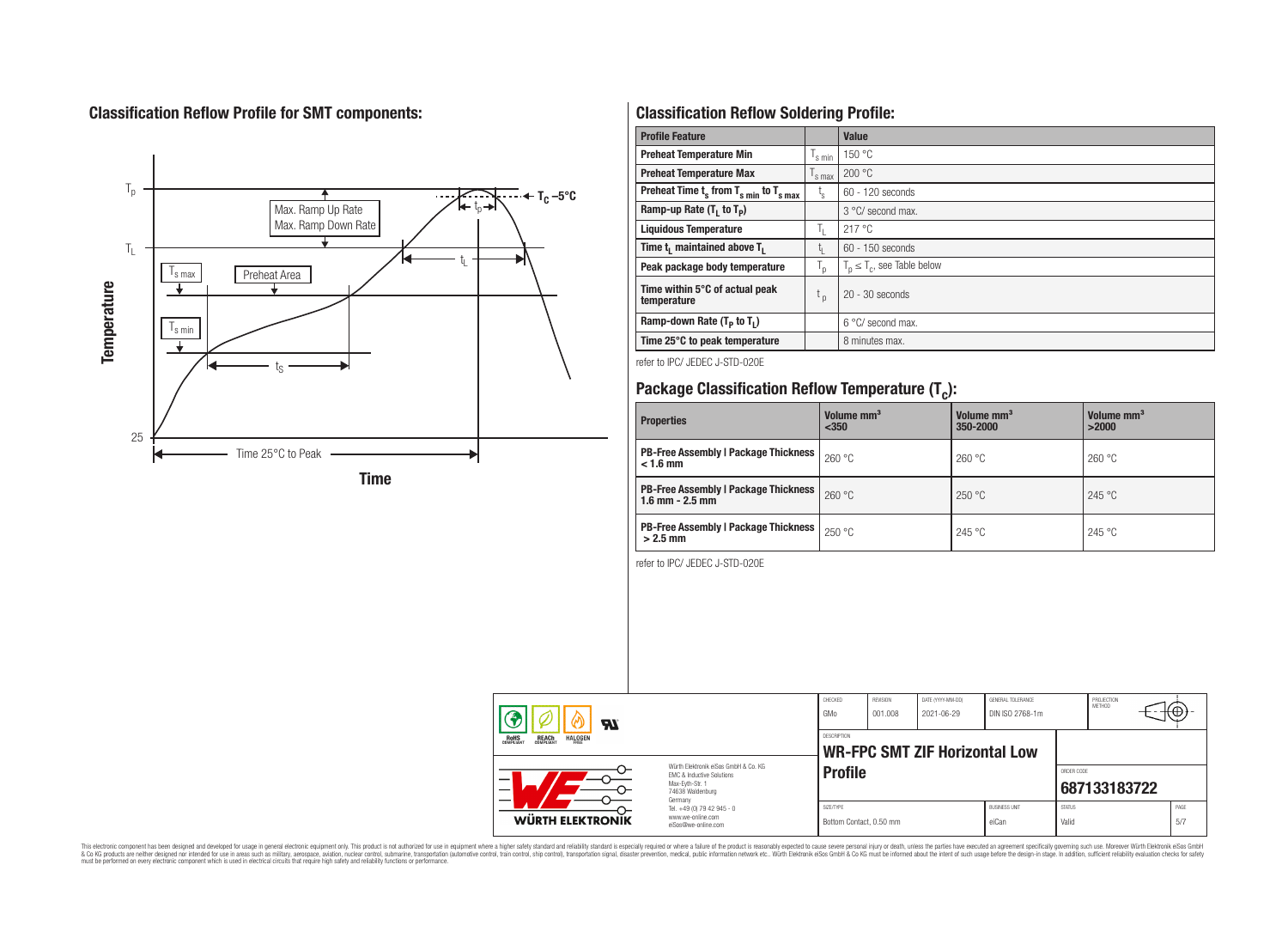## Classification Reflow Profile for SMT components:

## Classification Reflow Soldering Profile:

| Profile Feature | | Value |
|---|---|---|
| Preheat Temperature Min | $T_{s\,min}$ | 150 °C |
| Preheat Temperature Max | $T_{s\,max}$ | 200 °C |
| Preheat Time $t_s$ from $T_{s\,min}$ to $T_{s\,max}$ | $t_s$ | 60 - 120 seconds |
| Ramp-up Rate ($T_L$ to $T_P$) | | 3 °C/ second max. |
| Liquidous Temperature | $T_L$ | 217 °C |
| Time $t_L$ maintained above $T_L$ | $t_L$ | 60 - 150 seconds |
| Peak package body temperature | $T_p$ | $T_p \leq T_c$, see Table below |
| Time within 5°C of actual peak temperature | $t_p$ | 20 - 30 seconds |
| Ramp-down Rate ($T_P$ to $T_L$) | | 6 °C/ second max. |
| Time 25°C to peak temperature | | 8 minutes max. |

refer to IPC/ JEDEC J-STD-020E

## Package Classification Reflow Temperature ($T_c$):

| Properties | Volume mm³ <350 | Volume mm³ 350-2000 | Volume mm³ >2000 |
|---|---|---|---|
| PB-Free Assembly \| Package Thickness < 1.6 mm | 260 °C | 260 °C | 260 °C |
| PB-Free Assembly \| Package Thickness 1.6 mm - 2.5 mm | 260 °C | 250 °C | 245 °C |
| PB-Free Assembly \| Package Thickness > 2.5 mm | 250 °C | 245 °C | 245 °C |

refer to IPC/ JEDEC J-STD-020E

| CHECKED | REVISION | DATE (YYYY-MM-DD) | GENERAL TOLERANCE | PROJECTION METHOD |
|---|---|---|---|---|
| GMo | 001.008 | 2021-06-29 | DIN ISO 2768-1m | |

DESCRIPTION: **WR-FPC SMT ZIF Horizontal Low Profile**

ORDER CODE: **687133183722**

| SIZE/TYPE | BUSINESS UNIT | STATUS | PAGE |
|---|---|---|---|
| Bottom Contact, 0.50 mm | eiCan | Valid | 5/7 |

Würth Elektronik eiSos GmbH & Co. KG
EMC & Inductive Solutions
Max-Eyth-Str. 1
74638 Waldenburg
Germany
Tel. +49 (0) 79 42 945 - 0
www.we-online.com
eiSos@we-online.com

This electronic component has been designed and developed for usage in general electronic equipment only. This product is not authorized for use in equipment where a higher safety standard and reliability standard is especially required or where a failure of the product is reasonably expected to cause severe personal injury or death, unless the parties have executed an agreement specifically governing such use. Moreover Würth Elektronik eiSos GmbH & Co KG products are neither designed nor intended for use in areas such as military, aerospace, aviation, nuclear control, submarine, transportation (automotive control, train control, ship control), transportation signal, disaster prevention, medical, public information network etc.. Würth Elektronik eiSos GmbH & Co KG must be informed about the intent of such usage before the design-in stage. In addition, sufficient reliability evaluation checks for safety must be performed on every electronic component which is used in electrical circuits that require high safety and reliability functions or performance.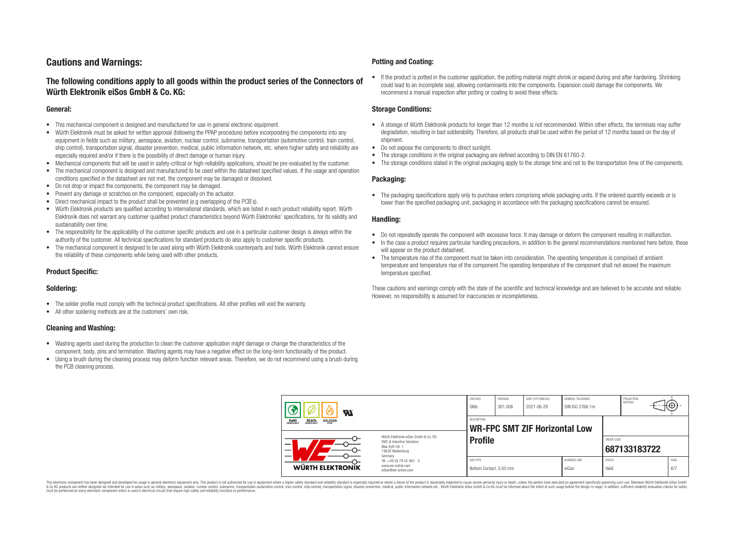## Cautions and Warnings:

### The following conditions apply to all goods within the product series of the Connectors of Würth Elektronik eiSos GmbH & Co. KG:

#### General:

- This mechanical component is designed and manufactured for use in general electronic equipment.
- Würth Elektronik must be asked for written approval (following the PPAP procedure) before incorporating the components into any equipment in fields such as military, aerospace, aviation, nuclear control, submarine, transportation (automotive control, train control, ship control), transportation signal, disaster prevention, medical, public information network, etc. where higher safety and reliability are especially required and/or if there is the possibility of direct damage or human injury.
- Mechanical components that will be used in safety-critical or high-reliability applications, should be pre-evaluated by the customer.
- The mechanical component is designed and manufactured to be used within the datasheet specified values. If the usage and operation conditions specified in the datasheet are not met, the component may be damaged or dissolved.
- Do not drop or impact the components, the component may be damaged.
- Prevent any damage or scratches on the component, especially on the actuator.
- Direct mechanical impact to the product shall be prevented (e.g overlapping of the PCB´s).
- Würth Elektronik products are qualified according to international standards, which are listed in each product reliability report. Würth Elektronik does not warrant any customer qualified product characteristics beyond Würth Elektroniks' specifications, for its validity and sustainability over time.
- The responsibility for the applicability of the customer specific products and use in a particular customer design is always within the authority of the customer. All technical specifications for standard products do also apply to customer specific products.
- The mechanical component is designed to be used along with Würth Elektronik counterparts and tools. Würth Elektronik cannot ensure the reliability of these components while being used with other products.

#### Product Specific:

#### Soldering:

- The solder profile must comply with the technical product specifications. All other profiles will void the warranty.
- All other soldering methods are at the customers' own risk.

#### Cleaning and Washing:

- Washing agents used during the production to clean the customer application might damage or change the characteristics of the component, body, pins and termination. Washing agents may have a negative effect on the long-term functionality of the product.
- Using a brush during the cleaning process may deform function relevant areas. Therefore, we do not recommend using a brush during the PCB cleaning process.

#### Potting and Coating:

- If the product is potted in the customer application, the potting material might shrink or expand during and after hardening. Shrinking could lead to an incomplete seal, allowing contaminants into the components. Expansion could damage the components. We recommend a manual inspection after potting or coating to avoid these effects.

#### Storage Conditions:

- A storage of Würth Elektronik products for longer than 12 months is not recommended. Within other effects, the terminals may suffer degradation, resulting in bad solderability. Therefore, all products shall be used within the period of 12 months based on the day of shipment.
- Do not expose the components to direct sunlight.
- The storage conditions in the original packaging are defined according to DIN EN 61760-2.
- The storage conditions stated in the original packaging apply to the storage time and not to the transportation time of the components.

#### Packaging:

- The packaging specifications apply only to purchase orders comprising whole packaging units. If the ordered quantity exceeds or is lower than the specified packaging unit, packaging in accordance with the packaging specifications cannot be ensured.

#### Handling:

- Do not repeatedly operate the component with excessive force. It may damage or deform the component resulting in malfunction.
- In the case a product requires particular handling precautions, in addition to the general recommendations mentioned here before, these will appear on the product datasheet.
- The temperature rise of the component must be taken into consideration. The operating temperature is comprised of ambient temperature and temperature rise of the component.The operating temperature of the component shall not exceed the maximum temperature specified.

These cautions and warnings comply with the state of the scientific and technical knowledge and are believed to be accurate and reliable. However, no responsibility is assumed for inaccuracies or incompleteness.

| CHECKED | REVISION | DATE (YYYY-MM-DD) | GENERAL TOLERANCE | PROJECTION METHOD |
|---|---|---|---|---|
| GMo | 001.008 | 2021-06-29 | DIN ISO 2768-1m | |

| DESCRIPTION | ORDER CODE |
|---|---|
| WR-FPC SMT ZIF Horizontal Low Profile | 687133183722 |

| SIZE/TYPE | BUSINESS UNIT | STATUS | PAGE |
|---|---|---|---|
| Bottom Contact, 0.50 mm | eiCan | Valid | 6/7 |

Würth Elektronik eiSos GmbH & Co. KG
EMC & Inductive Solutions
Max-Eyth-Str. 1
74638 Waldenburg
Germany
Tel. +49 (0) 79 42 945 - 0
www.we-online.com
eiSos@we-online.com

This electronic component has been designed and developed for usage in general electronic equipment only. This product is not authorized for use in equipment where a higher safety standard and reliability standard is especially required or where a failure of the product is reasonably expected to cause severe personal injury or death, unless the parties have executed an agreement specifically governing such use. Moreover Würth Elektronik eiSos GmbH & Co KG products are neither designed nor intended for use in areas such as military, aerospace, aviation, nuclear control, submarine, transportation (automotive control, train control, ship control), transportation signal, disaster prevention, medical, public information network etc.. Würth Elektronik eiSos GmbH & Co KG must be informed about the intent of such usage before the design-in stage. In addition, sufficient reliability evaluation checks for safety must be performed on every electronic component which is used in electrical circuits that require high safety and reliability functions or performance.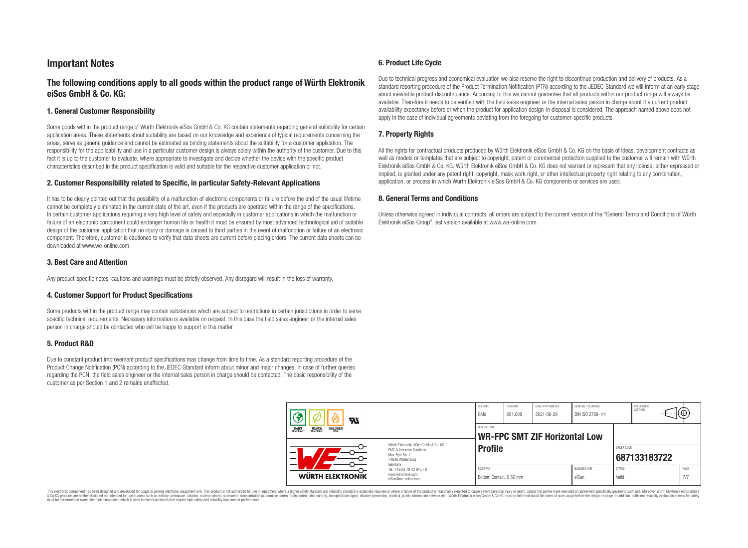# Important Notes

## The following conditions apply to all goods within the product range of Würth Elektronik eiSos GmbH & Co. KG:

### 1. General Customer Responsibility

Some goods within the product range of Würth Elektronik eiSos GmbH & Co. KG contain statements regarding general suitability for certain application areas. These statements about suitability are based on our knowledge and experience of typical requirements concerning the areas, serve as general guidance and cannot be estimated as binding statements about the suitability for a customer application. The responsibility for the applicability and use in a particular customer design is always solely within the authority of the customer. Due to this fact it is up to the customer to evaluate, where appropriate to investigate and decide whether the device with the specific product characteristics described in the product specification is valid and suitable for the respective customer application or not.

### 2. Customer Responsibility related to Specific, in particular Safety-Relevant Applications

It has to be clearly pointed out that the possibility of a malfunction of electronic components or failure before the end of the usual lifetime cannot be completely eliminated in the current state of the art, even if the products are operated within the range of the specifications. In certain customer applications requiring a very high level of safety and especially in customer applications in which the malfunction or failure of an electronic component could endanger human life or health it must be ensured by most advanced technological aid of suitable design of the customer application that no injury or damage is caused to third parties in the event of malfunction or failure of an electronic component. Therefore, customer is cautioned to verify that data sheets are current before placing orders. The current data sheets can be downloaded at www.we-online.com.

### 3. Best Care and Attention

Any product-specific notes, cautions and warnings must be strictly observed. Any disregard will result in the loss of warranty.

### 4. Customer Support for Product Specifications

Some products within the product range may contain substances which are subject to restrictions in certain jurisdictions in order to serve specific technical requirements. Necessary information is available on request. In this case the field sales engineer or the internal sales person in charge should be contacted who will be happy to support in this matter.

### 5. Product R&D

Due to constant product improvement product specifications may change from time to time. As a standard reporting procedure of the Product Change Notification (PCN) according to the JEDEC-Standard inform about minor and major changes. In case of further queries regarding the PCN, the field sales engineer or the internal sales person in charge should be contacted. The basic responsibility of the customer as per Section 1 and 2 remains unaffected.

### 6. Product Life Cycle

Due to technical progress and economical evaluation we also reserve the right to discontinue production and delivery of products. As a standard reporting procedure of the Product Termination Notification (PTN) according to the JEDEC-Standard we will inform at an early stage about inevitable product discontinuance. According to this we cannot guarantee that all products within our product range will always be available. Therefore it needs to be verified with the field sales engineer or the internal sales person in charge about the current product availability expectancy before or when the product for application design-in disposal is considered. The approach named above does not apply in the case of individual agreements deviating from the foregoing for customer-specific products.

### 7. Property Rights

All the rights for contractual products produced by Würth Elektronik eiSos GmbH & Co. KG on the basis of ideas, development contracts as well as models or templates that are subject to copyright, patent or commercial protection supplied to the customer will remain with Würth Elektronik eiSos GmbH & Co. KG. Würth Elektronik eiSos GmbH & Co. KG does not warrant or represent that any license, either expressed or implied, is granted under any patent right, copyright, mask work right, or other intellectual property right relating to any combination, application, or process in which Würth Elektronik eiSos GmbH & Co. KG components or services are used.

### 8. General Terms and Conditions

Unless otherwise agreed in individual contracts, all orders are subject to the current version of the "General Terms and Conditions of Würth Elektronik eiSos Group", last version available at www.we-online.com.

| | | | | | | | |
|---|---|---|---|---|---|---|---|
| RoHS COMPLIANT / REACh COMPLIANT / HALOGEN FREE | | CHECKED GMo | REVISION 001.008 | DATE (YYYY-MM-DD) 2021-06-29 | GENERAL TOLERANCE DIN ISO 2768-1m | PROJECTION METHOD | |
| WÜRTH ELEKTRONIK | Würth Elektronik eiSos GmbH & Co. KG EMC & Inductive Solutions Max-Eyth-Str. 1 74638 Waldenburg Germany Tel. +49 (0) 79 42 945 - 0 www.we-online.com eiSos@we-online.com | DESCRIPTION **WR-FPC SMT ZIF Horizontal Low Profile** | | | | ORDER CODE **687133183722** | |
| | | SIZE/TYPE Bottom Contact, 0.50 mm | | | BUSINESS UNIT eiCan | STATUS Valid | PAGE 7/7 |

This electronic component has been designed and developed for usage in general electronic equipment only. This product is not authorized for use in equipment where a higher safety standard and reliability standard is especially required or where a failure of the product is reasonably expected to cause severe personal injury or death, unless the parties have executed an agreement specifically governing such use. Moreover Würth Elektronik eiSos GmbH & Co KG products are neither designed nor intended for use in areas such as military, aerospace, aviation, nuclear control, submarine, transportation (automotive control, train control, ship control), transportation signal, disaster prevention, medical, public information network etc.. Würth Elektronik eiSos GmbH & Co KG must be informed about the intent of such usage before the design-in stage. In addition, sufficient reliability evaluation checks for safety must be performed on every electronic component which is used in electrical circuits that require high safety and reliability functions or performance.